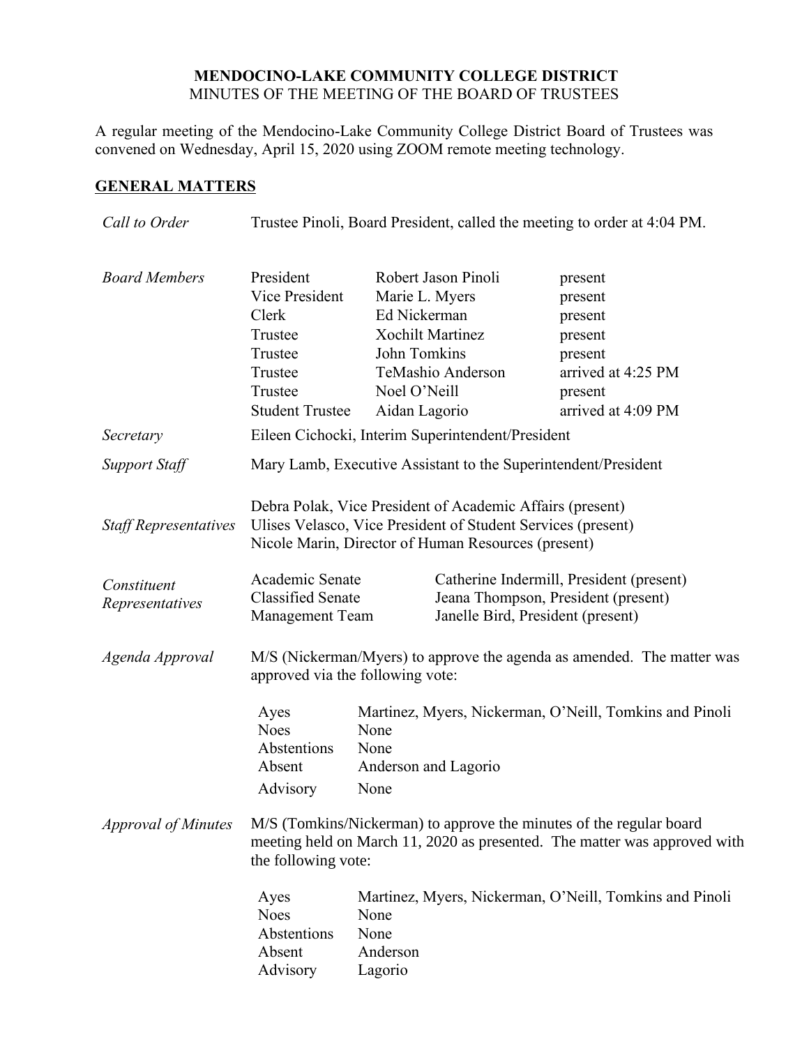**MENDOCINO-LAKE COMMUNITY COLLEGE DISTRICT**
MINUTES OF THE MEETING OF THE BOARD OF TRUSTEES

A regular meeting of the Mendocino-Lake Community College District Board of Trustees was convened on Wednesday, April 15, 2020 using ZOOM remote meeting technology.

## GENERAL MATTERS

*Call to Order* — Trustee Pinoli, Board President, called the meeting to order at 4:04 PM.

*Board Members*

| | | |
|---|---|---|
| President | Robert Jason Pinoli | present |
| Vice President | Marie L. Myers | present |
| Clerk | Ed Nickerman | present |
| Trustee | Xochilt Martinez | present |
| Trustee | John Tomkins | present |
| Trustee | TeMashio Anderson | arrived at 4:25 PM |
| Trustee | Noel O'Neill | present |
| Student Trustee | Aidan Lagorio | arrived at 4:09 PM |

*Secretary* — Eileen Cichocki, Interim Superintendent/President

*Support Staff* — Mary Lamb, Executive Assistant to the Superintendent/President

*Staff Representatives*

Debra Polak, Vice President of Academic Affairs (present)
Ulises Velasco, Vice President of Student Services (present)
Nicole Marin, Director of Human Resources (present)

*Constituent Representatives*

| | |
|---|---|
| Academic Senate | Catherine Indermill, President (present) |
| Classified Senate | Jeana Thompson, President (present) |
| Management Team | Janelle Bird, President (present) |

*Agenda Approval* — M/S (Nickerman/Myers) to approve the agenda as amended. The matter was approved via the following vote:

| | |
|---|---|
| Ayes | Martinez, Myers, Nickerman, O'Neill, Tomkins and Pinoli |
| Noes | None |
| Abstentions | None |
| Absent | Anderson and Lagorio |
| Advisory | None |

*Approval of Minutes* — M/S (Tomkins/Nickerman) to approve the minutes of the regular board meeting held on March 11, 2020 as presented. The matter was approved with the following vote:

| | |
|---|---|
| Ayes | Martinez, Myers, Nickerman, O'Neill, Tomkins and Pinoli |
| Noes | None |
| Abstentions | None |
| Absent | Anderson |
| Advisory | Lagorio |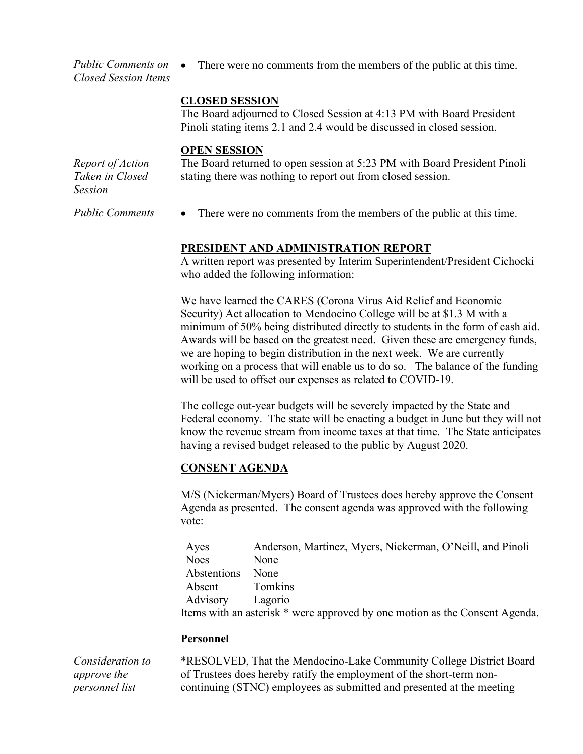*Public Comments on Closed Session Items*

- There were no comments from the members of the public at this time.

**CLOSED SESSION**

The Board adjourned to Closed Session at 4:13 PM with Board President Pinoli stating items 2.1 and 2.4 would be discussed in closed session.

**OPEN SESSION**

*Report of Action Taken in Closed Session*

The Board returned to open session at 5:23 PM with Board President Pinoli stating there was nothing to report out from closed session.

*Public Comments*

- There were no comments from the members of the public at this time.

**PRESIDENT AND ADMINISTRATION REPORT**

A written report was presented by Interim Superintendent/President Cichocki who added the following information:

We have learned the CARES (Corona Virus Aid Relief and Economic Security) Act allocation to Mendocino College will be at $1.3 M with a minimum of 50% being distributed directly to students in the form of cash aid. Awards will be based on the greatest need. Given these are emergency funds, we are hoping to begin distribution in the next week. We are currently working on a process that will enable us to do so. The balance of the funding will be used to offset our expenses as related to COVID-19.

The college out-year budgets will be severely impacted by the State and Federal economy. The state will be enacting a budget in June but they will not know the revenue stream from income taxes at that time. The State anticipates having a revised budget released to the public by August 2020.

**CONSENT AGENDA**

M/S (Nickerman/Myers) Board of Trustees does hereby approve the Consent Agenda as presented. The consent agenda was approved with the following vote:

| | |
|---|---|
| Ayes | Anderson, Martinez, Myers, Nickerman, O'Neill, and Pinoli |
| Noes | None |
| Abstentions | None |
| Absent | Tomkins |
| Advisory | Lagorio |

Items with an asterisk * were approved by one motion as the Consent Agenda.

**Personnel**

*Consideration to approve the personnel list –*

*RESOLVED, That the Mendocino-Lake Community College District Board of Trustees does hereby ratify the employment of the short-term non-continuing (STNC) employees as submitted and presented at the meeting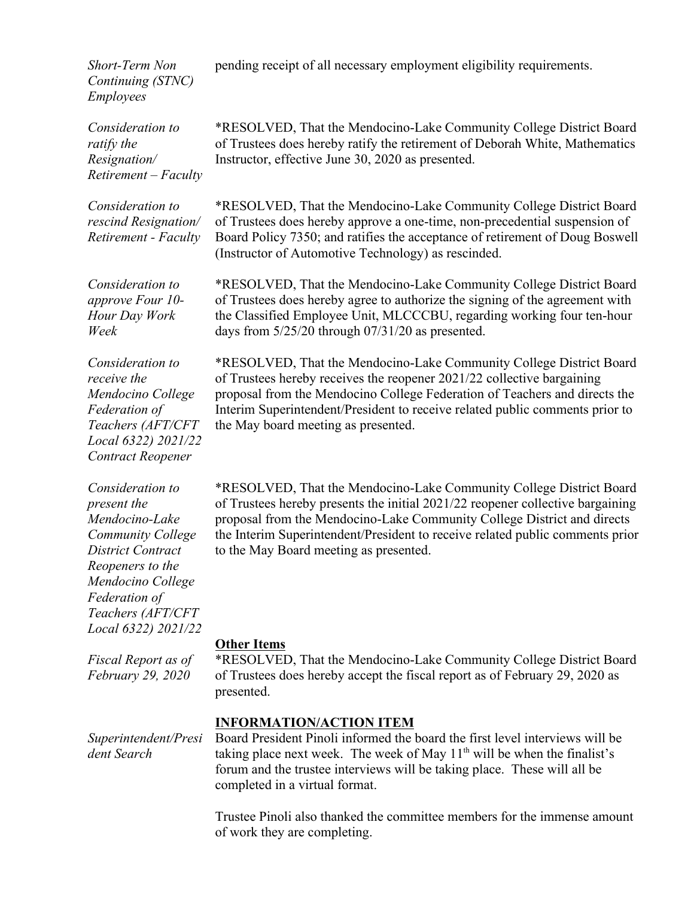*Short-Term Non Continuing (STNC) Employees*

pending receipt of all necessary employment eligibility requirements.

*Consideration to ratify the Resignation/ Retirement – Faculty*

*RESOLVED, That the Mendocino-Lake Community College District Board of Trustees does hereby ratify the retirement of Deborah White, Mathematics Instructor, effective June 30, 2020 as presented.

*Consideration to rescind Resignation/ Retirement - Faculty*

*RESOLVED, That the Mendocino-Lake Community College District Board of Trustees does hereby approve a one-time, non-precedential suspension of Board Policy 7350; and ratifies the acceptance of retirement of Doug Boswell (Instructor of Automotive Technology) as rescinded.

*Consideration to approve Four 10-Hour Day Work Week*

*RESOLVED, That the Mendocino-Lake Community College District Board of Trustees does hereby agree to authorize the signing of the agreement with the Classified Employee Unit, MLCCCBU, regarding working four ten-hour days from 5/25/20 through 07/31/20 as presented.

*Consideration to receive the Mendocino College Federation of Teachers (AFT/CFT Local 6322) 2021/22 Contract Reopener*

*RESOLVED, That the Mendocino-Lake Community College District Board of Trustees hereby receives the reopener 2021/22 collective bargaining proposal from the Mendocino College Federation of Teachers and directs the Interim Superintendent/President to receive related public comments prior to the May board meeting as presented.

*Consideration to present the Mendocino-Lake Community College District Contract Reopeners to the Mendocino College Federation of Teachers (AFT/CFT Local 6322) 2021/22*

*RESOLVED, That the Mendocino-Lake Community College District Board of Trustees hereby presents the initial 2021/22 reopener collective bargaining proposal from the Mendocino-Lake Community College District and directs the Interim Superintendent/President to receive related public comments prior to the May Board meeting as presented.

**Other Items**

*Fiscal Report as of February 29, 2020*

*RESOLVED, That the Mendocino-Lake Community College District Board of Trustees does hereby accept the fiscal report as of February 29, 2020 as presented.

**INFORMATION/ACTION ITEM**

*Superintendent/President Search*

Board President Pinoli informed the board the first level interviews will be taking place next week. The week of May 11th will be when the finalist's forum and the trustee interviews will be taking place. These will all be completed in a virtual format.

Trustee Pinoli also thanked the committee members for the immense amount of work they are completing.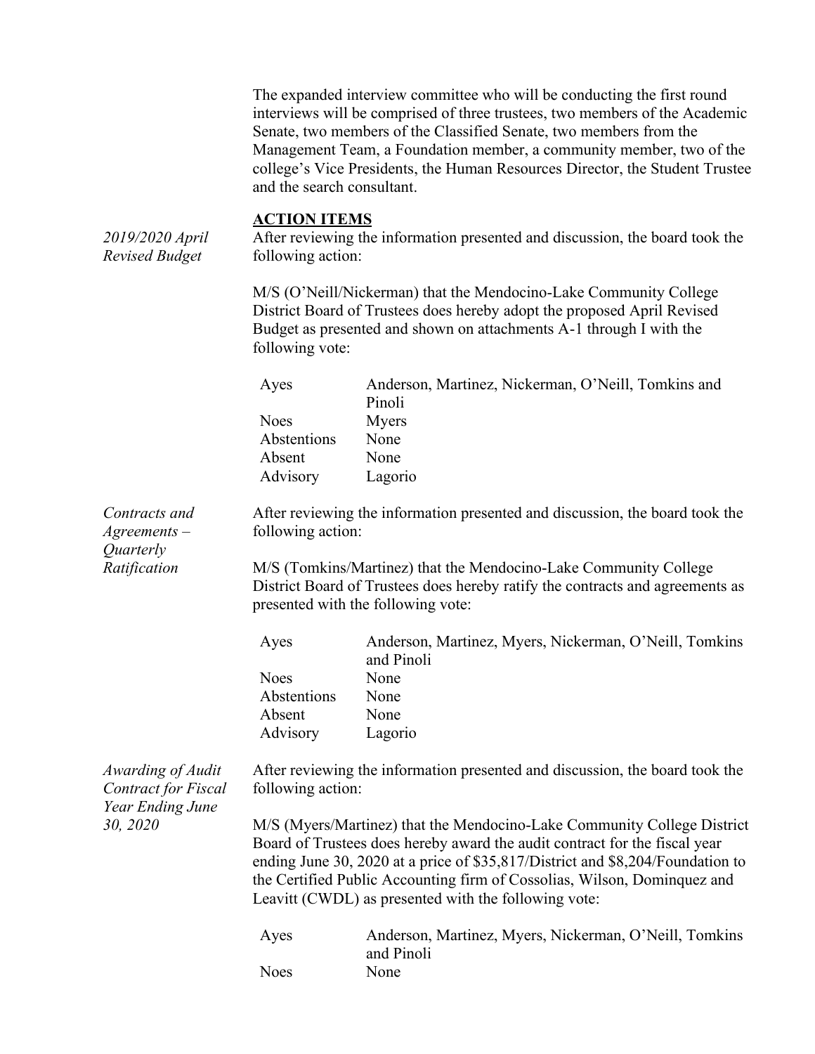The expanded interview committee who will be conducting the first round interviews will be comprised of three trustees, two members of the Academic Senate, two members of the Classified Senate, two members from the Management Team, a Foundation member, a community member, two of the college's Vice Presidents, the Human Resources Director, the Student Trustee and the search consultant.

## ACTION ITEMS

*2019/2020 April Revised Budget*

After reviewing the information presented and discussion, the board took the following action:

M/S (O'Neill/Nickerman) that the Mendocino-Lake Community College District Board of Trustees does hereby adopt the proposed April Revised Budget as presented and shown on attachments A-1 through I with the following vote:

| | |
|---|---|
| Ayes | Anderson, Martinez, Nickerman, O'Neill, Tomkins and Pinoli |
| Noes | Myers |
| Abstentions | None |
| Absent | None |
| Advisory | Lagorio |

*Contracts and Agreements – Quarterly Ratification*

After reviewing the information presented and discussion, the board took the following action:

M/S (Tomkins/Martinez) that the Mendocino-Lake Community College District Board of Trustees does hereby ratify the contracts and agreements as presented with the following vote:

| | |
|---|---|
| Ayes | Anderson, Martinez, Myers, Nickerman, O'Neill, Tomkins and Pinoli |
| Noes | None |
| Abstentions | None |
| Absent | None |
| Advisory | Lagorio |

*Awarding of Audit Contract for Fiscal Year Ending June 30, 2020*

After reviewing the information presented and discussion, the board took the following action:

M/S (Myers/Martinez) that the Mendocino-Lake Community College District Board of Trustees does hereby award the audit contract for the fiscal year ending June 30, 2020 at a price of $35,817/District and $8,204/Foundation to the Certified Public Accounting firm of Cossolias, Wilson, Dominquez and Leavitt (CWDL) as presented with the following vote:

| | |
|---|---|
| Ayes | Anderson, Martinez, Myers, Nickerman, O'Neill, Tomkins and Pinoli |
| Noes | None |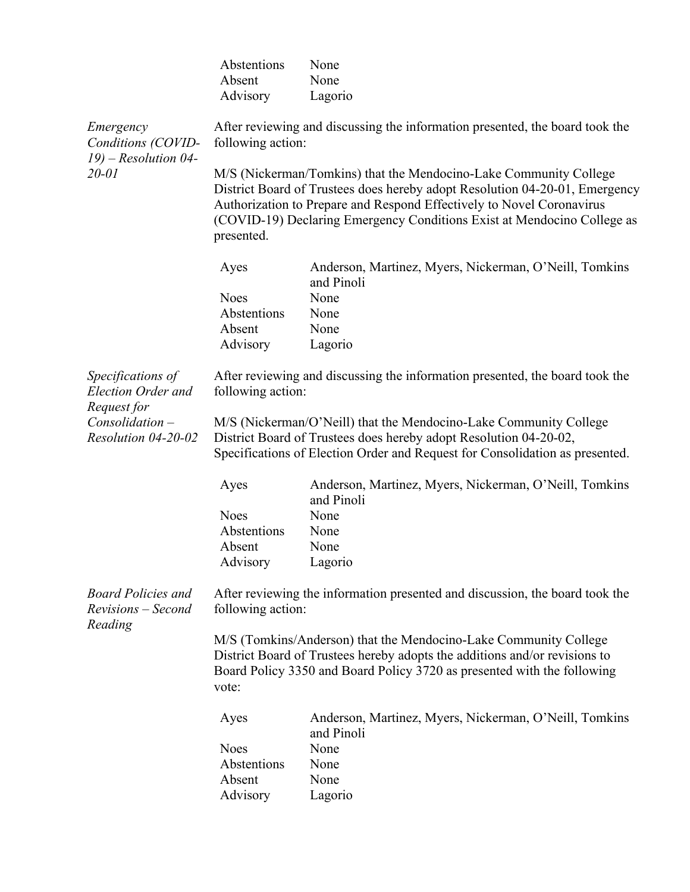| | |
|---|---|
| Abstentions | None |
| Absent | None |
| Advisory | Lagorio |

*Emergency Conditions (COVID-19) – Resolution 04-20-01*

After reviewing and discussing the information presented, the board took the following action:

M/S (Nickerman/Tomkins) that the Mendocino-Lake Community College District Board of Trustees does hereby adopt Resolution 04-20-01, Emergency Authorization to Prepare and Respond Effectively to Novel Coronavirus (COVID-19) Declaring Emergency Conditions Exist at Mendocino College as presented.

| | |
|---|---|
| Ayes | Anderson, Martinez, Myers, Nickerman, O'Neill, Tomkins and Pinoli |
| Noes | None |
| Abstentions | None |
| Absent | None |
| Advisory | Lagorio |

*Specifications of Election Order and Request for Consolidation – Resolution 04-20-02*

After reviewing and discussing the information presented, the board took the following action:

M/S (Nickerman/O'Neill) that the Mendocino-Lake Community College District Board of Trustees does hereby adopt Resolution 04-20-02, Specifications of Election Order and Request for Consolidation as presented.

| | |
|---|---|
| Ayes | Anderson, Martinez, Myers, Nickerman, O'Neill, Tomkins and Pinoli |
| Noes | None |
| Abstentions | None |
| Absent | None |
| Advisory | Lagorio |

*Board Policies and Revisions – Second Reading*

After reviewing the information presented and discussion, the board took the following action:

M/S (Tomkins/Anderson) that the Mendocino-Lake Community College District Board of Trustees hereby adopts the additions and/or revisions to Board Policy 3350 and Board Policy 3720 as presented with the following vote:

| | |
|---|---|
| Ayes | Anderson, Martinez, Myers, Nickerman, O'Neill, Tomkins and Pinoli |
| Noes | None |
| Abstentions | None |
| Absent | None |
| Advisory | Lagorio |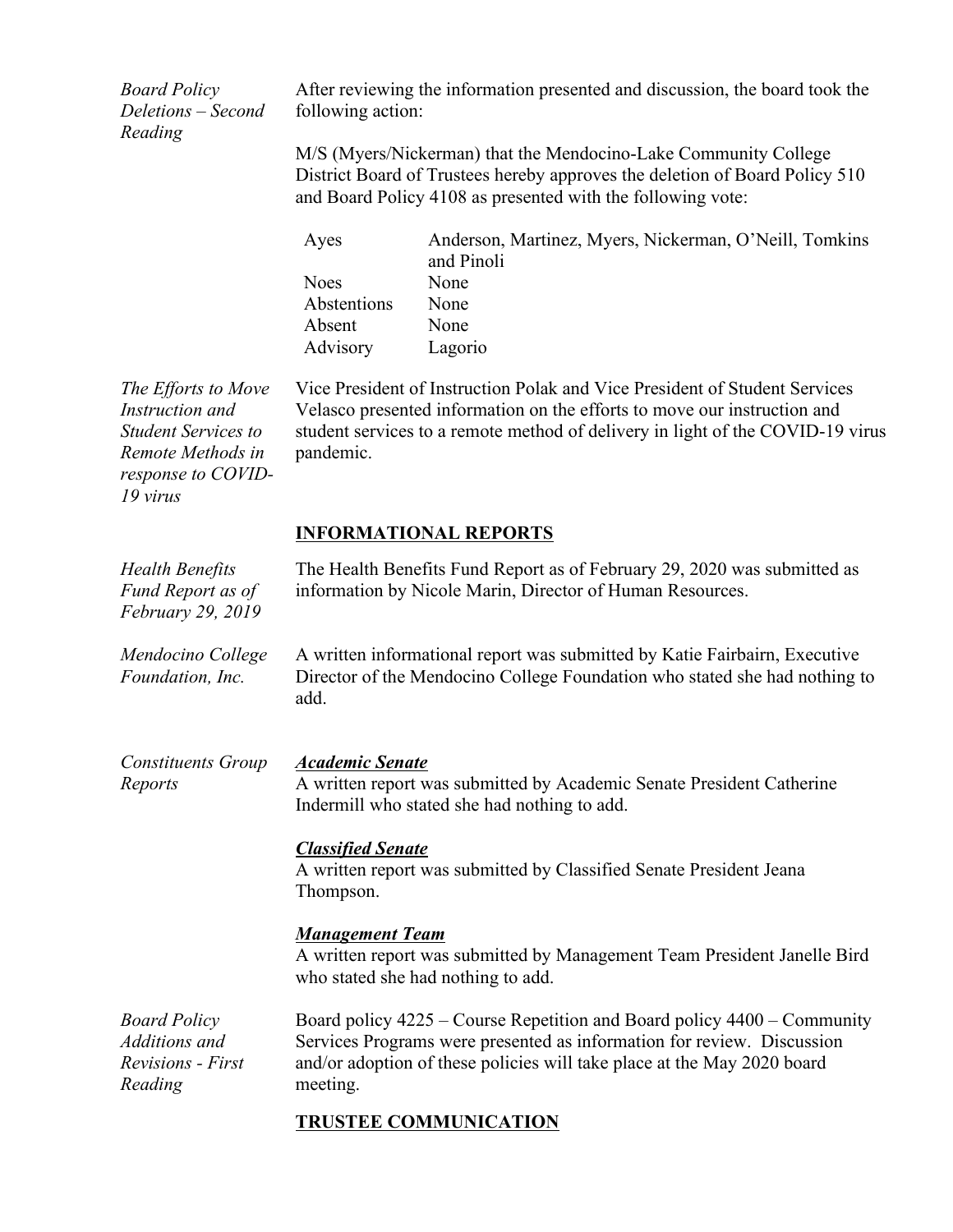*Board Policy Deletions – Second Reading*

After reviewing the information presented and discussion, the board took the following action:

M/S (Myers/Nickerman) that the Mendocino-Lake Community College District Board of Trustees hereby approves the deletion of Board Policy 510 and Board Policy 4108 as presented with the following vote:

| | |
|---|---|
| Ayes | Anderson, Martinez, Myers, Nickerman, O'Neill, Tomkins and Pinoli |
| Noes | None |
| Abstentions | None |
| Absent | None |
| Advisory | Lagorio |

*The Efforts to Move Instruction and Student Services to Remote Methods in response to COVID-19 virus*

Vice President of Instruction Polak and Vice President of Student Services Velasco presented information on the efforts to move our instruction and student services to a remote method of delivery in light of the COVID-19 virus pandemic.

## INFORMATIONAL REPORTS

*Health Benefits Fund Report as of February 29, 2019*

The Health Benefits Fund Report as of February 29, 2020 was submitted as information by Nicole Marin, Director of Human Resources.

*Mendocino College Foundation, Inc.*

A written informational report was submitted by Katie Fairbairn, Executive Director of the Mendocino College Foundation who stated she had nothing to add.

*Constituents Group Reports*

***Academic Senate***
A written report was submitted by Academic Senate President Catherine Indermill who stated she had nothing to add.

***Classified Senate***
A written report was submitted by Classified Senate President Jeana Thompson.

***Management Team***
A written report was submitted by Management Team President Janelle Bird who stated she had nothing to add.

*Board Policy Additions and Revisions - First Reading*

Board policy 4225 – Course Repetition and Board policy 4400 – Community Services Programs were presented as information for review. Discussion and/or adoption of these policies will take place at the May 2020 board meeting.

## TRUSTEE COMMUNICATION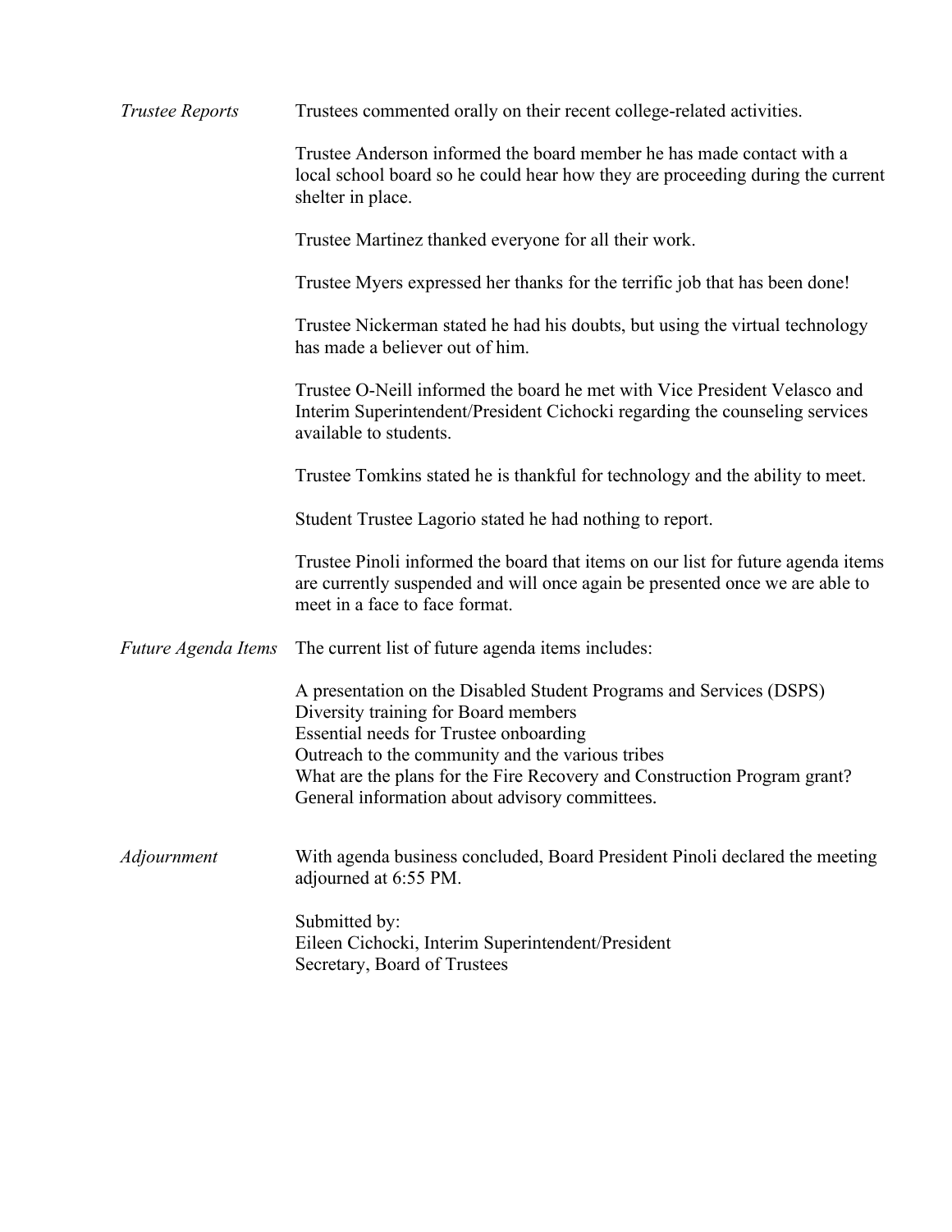*Trustee Reports*

Trustees commented orally on their recent college-related activities.

Trustee Anderson informed the board member he has made contact with a local school board so he could hear how they are proceeding during the current shelter in place.

Trustee Martinez thanked everyone for all their work.

Trustee Myers expressed her thanks for the terrific job that has been done!

Trustee Nickerman stated he had his doubts, but using the virtual technology has made a believer out of him.

Trustee O-Neill informed the board he met with Vice President Velasco and Interim Superintendent/President Cichocki regarding the counseling services available to students.

Trustee Tomkins stated he is thankful for technology and the ability to meet.

Student Trustee Lagorio stated he had nothing to report.

Trustee Pinoli informed the board that items on our list for future agenda items are currently suspended and will once again be presented once we are able to meet in a face to face format.

*Future Agenda Items*

The current list of future agenda items includes:

A presentation on the Disabled Student Programs and Services (DSPS)
Diversity training for Board members
Essential needs for Trustee onboarding
Outreach to the community and the various tribes
What are the plans for the Fire Recovery and Construction Program grant?
General information about advisory committees.

*Adjournment*

With agenda business concluded, Board President Pinoli declared the meeting adjourned at 6:55 PM.

Submitted by:
Eileen Cichocki, Interim Superintendent/President
Secretary, Board of Trustees